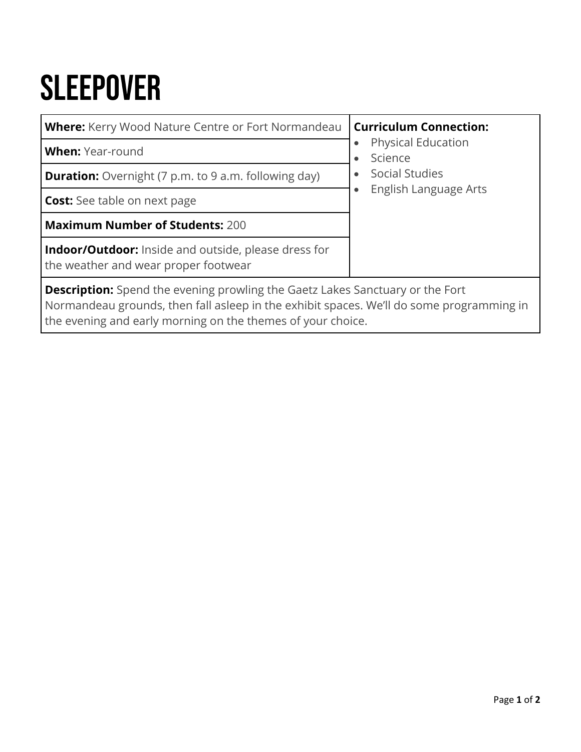# SLEEPOVER

| **Where:** Kerry Wood Nature Centre or Fort Normandeau | **Curriculum Connection:** |
| --- | --- |
| **When:** Year-round | • Physical Education |
| **Duration:** Overnight (7 p.m. to 9 a.m. following day) | • Science |
| **Cost:** See table on next page | • Social Studies |
| **Maximum Number of Students:** 200 | • English Language Arts |
| **Indoor/Outdoor:** Inside and outside, please dress for the weather and wear proper footwear | |

**Description:** Spend the evening prowling the Gaetz Lakes Sanctuary or the Fort Normandeau grounds, then fall asleep in the exhibit spaces. We'll do some programming in the evening and early morning on the themes of your choice.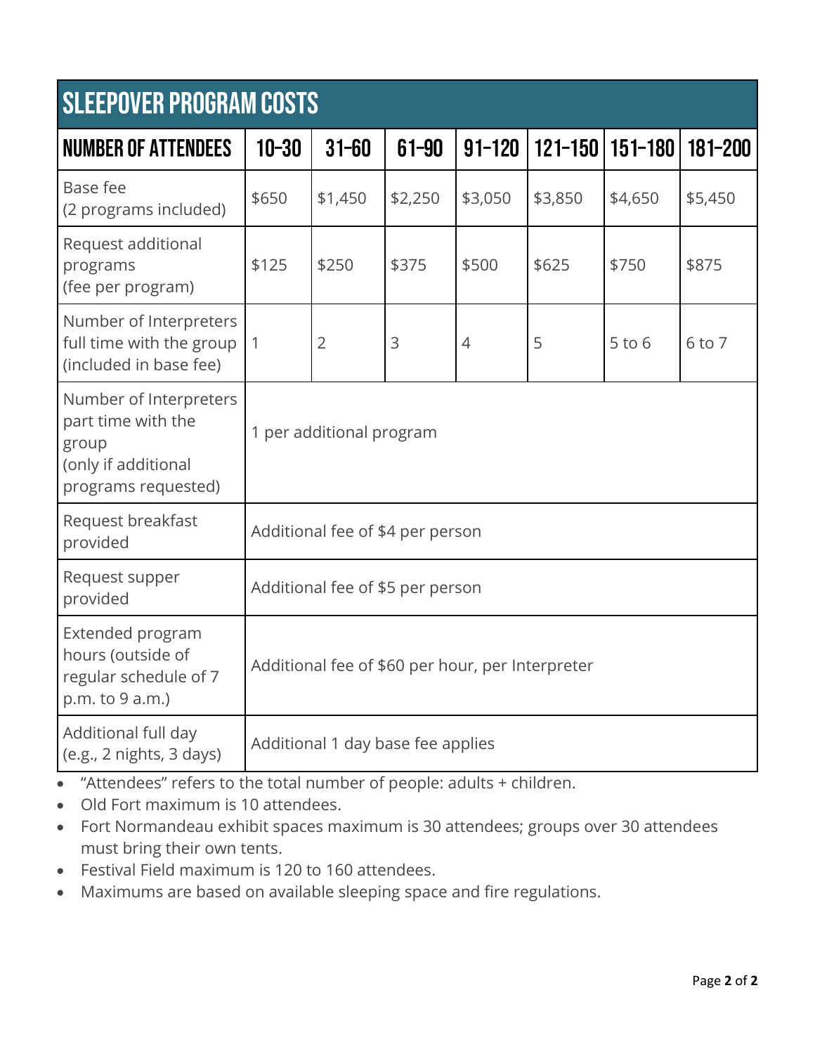## SLEEPOVER PROGRAM COSTS

| NUMBER OF ATTENDEES | 10-30 | 31-60 | 61-90 | 91-120 | 121-150 | 151-180 | 181-200 |
|---|---|---|---|---|---|---|---|
| Base fee (2 programs included) | $650 | $1,450 | $2,250 | $3,050 | $3,850 | $4,650 | $5,450 |
| Request additional programs (fee per program) | $125 | $250 | $375 | $500 | $625 | $750 | $875 |
| Number of Interpreters full time with the group (included in base fee) | 1 | 2 | 3 | 4 | 5 | 5 to 6 | 6 to 7 |
| Number of Interpreters part time with the group (only if additional programs requested) | 1 per additional program | | | | | | |
| Request breakfast provided | Additional fee of $4 per person | | | | | | |
| Request supper provided | Additional fee of $5 per person | | | | | | |
| Extended program hours (outside of regular schedule of 7 p.m. to 9 a.m.) | Additional fee of $60 per hour, per Interpreter | | | | | | |
| Additional full day (e.g., 2 nights, 3 days) | Additional 1 day base fee applies | | | | | | |

- "Attendees" refers to the total number of people: adults + children.
- Old Fort maximum is 10 attendees.
- Fort Normandeau exhibit spaces maximum is 30 attendees; groups over 30 attendees must bring their own tents.
- Festival Field maximum is 120 to 160 attendees.
- Maximums are based on available sleeping space and fire regulations.